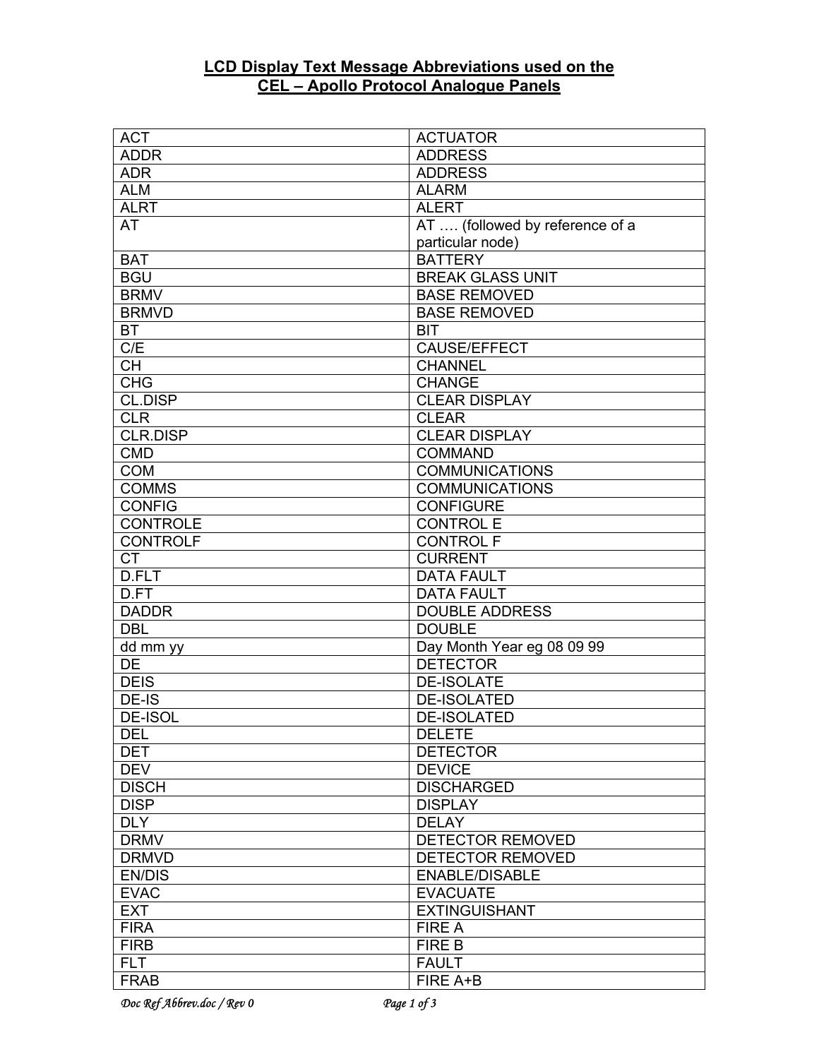# LCD Display Text Message Abbreviations used on the CEL – Apollo Protocol Analogue Panels

| | |
|---|---|
| ACT | ACTUATOR |
| ADDR | ADDRESS |
| ADR | ADDRESS |
| ALM | ALARM |
| ALRT | ALERT |
| AT | AT …. (followed by reference of a particular node) |
| BAT | BATTERY |
| BGU | BREAK GLASS UNIT |
| BRMV | BASE REMOVED |
| BRMVD | BASE REMOVED |
| BT | BIT |
| C/E | CAUSE/EFFECT |
| CH | CHANNEL |
| CHG | CHANGE |
| CL.DISP | CLEAR DISPLAY |
| CLR | CLEAR |
| CLR.DISP | CLEAR DISPLAY |
| CMD | COMMAND |
| COM | COMMUNICATIONS |
| COMMS | COMMUNICATIONS |
| CONFIG | CONFIGURE |
| CONTROLE | CONTROL E |
| CONTROLF | CONTROL F |
| CT | CURRENT |
| D.FLT | DATA FAULT |
| D.FT | DATA FAULT |
| DADDR | DOUBLE ADDRESS |
| DBL | DOUBLE |
| dd mm yy | Day Month Year eg 08 09 99 |
| DE | DETECTOR |
| DEIS | DE-ISOLATE |
| DE-IS | DE-ISOLATED |
| DE-ISOL | DE-ISOLATED |
| DEL | DELETE |
| DET | DETECTOR |
| DEV | DEVICE |
| DISCH | DISCHARGED |
| DISP | DISPLAY |
| DLY | DELAY |
| DRMV | DETECTOR REMOVED |
| DRMVD | DETECTOR REMOVED |
| EN/DIS | ENABLE/DISABLE |
| EVAC | EVACUATE |
| EXT | EXTINGUISHANT |
| FIRA | FIRE A |
| FIRB | FIRE B |
| FLT | FAULT |
| FRAB | FIRE A+B |

*Doc Ref Abbrev.doc / Rev 0*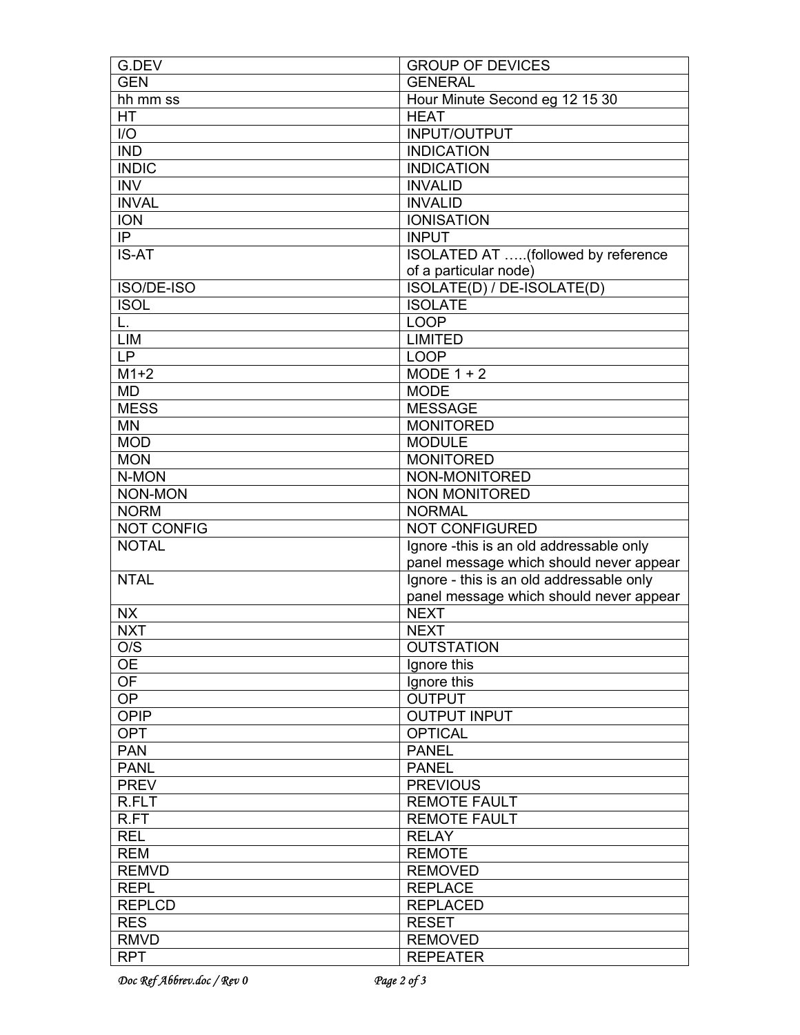| G.DEV | GROUP OF DEVICES |
|---|---|
| GEN | GENERAL |
| hh mm ss | Hour Minute Second eg 12 15 30 |
| HT | HEAT |
| I/O | INPUT/OUTPUT |
| IND | INDICATION |
| INDIC | INDICATION |
| INV | INVALID |
| INVAL | INVALID |
| ION | IONISATION |
| IP | INPUT |
| IS-AT | ISOLATED AT …..(followed by reference of a particular node) |
| ISO/DE-ISO | ISOLATE(D) / DE-ISOLATE(D) |
| ISOL | ISOLATE |
| L. | LOOP |
| LIM | LIMITED |
| LP | LOOP |
| M1+2 | MODE 1 + 2 |
| MD | MODE |
| MESS | MESSAGE |
| MN | MONITORED |
| MOD | MODULE |
| MON | MONITORED |
| N-MON | NON-MONITORED |
| NON-MON | NON MONITORED |
| NORM | NORMAL |
| NOT CONFIG | NOT CONFIGURED |
| NOTAL | Ignore -this is an old addressable only panel message which should never appear |
| NTAL | Ignore - this is an old addressable only panel message which should never appear |
| NX | NEXT |
| NXT | NEXT |
| O/S | OUTSTATION |
| OE | Ignore this |
| OF | Ignore this |
| OP | OUTPUT |
| OPIP | OUTPUT INPUT |
| OPT | OPTICAL |
| PAN | PANEL |
| PANL | PANEL |
| PREV | PREVIOUS |
| R.FLT | REMOTE FAULT |
| R.FT | REMOTE FAULT |
| REL | RELAY |
| REM | REMOTE |
| REMVD | REMOVED |
| REPL | REPLACE |
| REPLCD | REPLACED |
| RES | RESET |
| RMVD | REMOVED |
| RPT | REPEATER |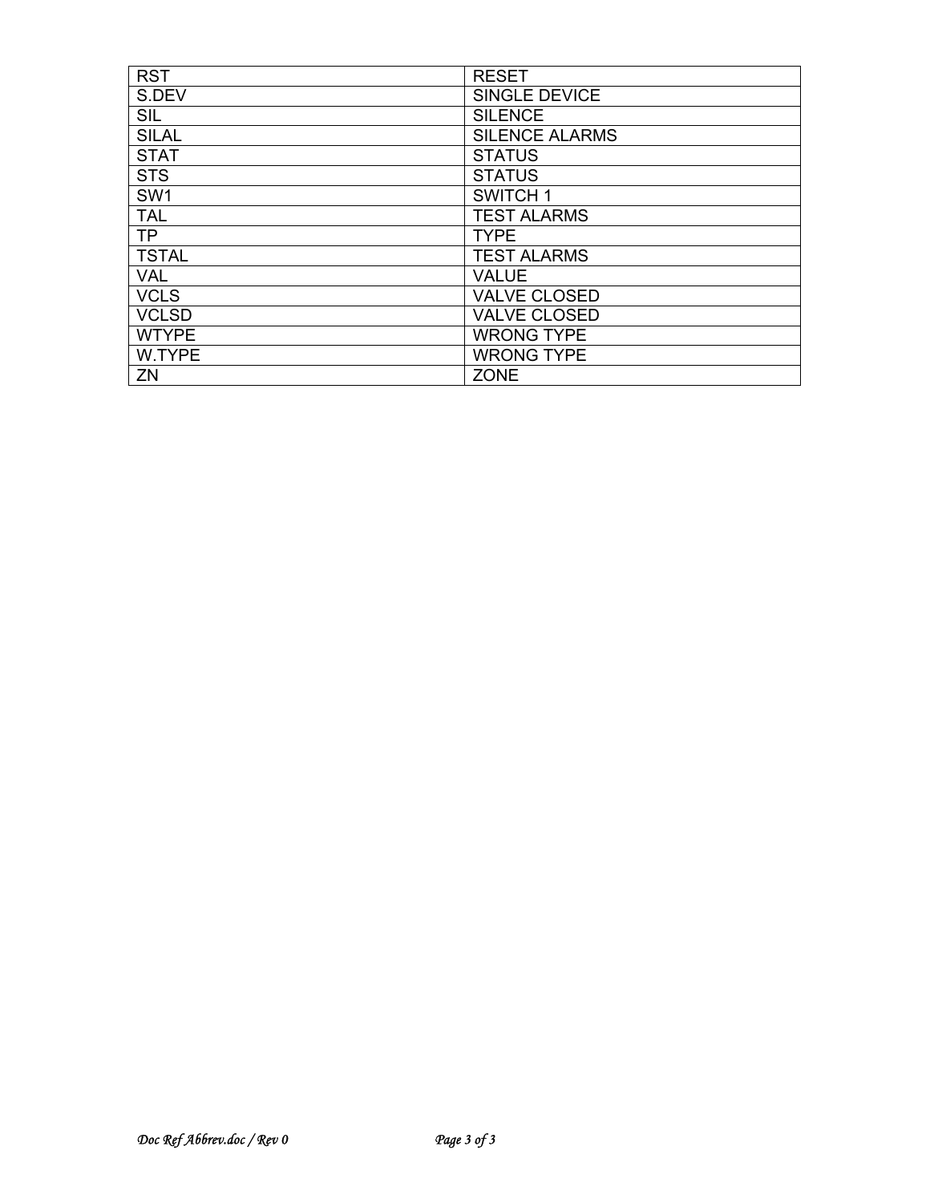| | |
|---|---|
| RST | RESET |
| S.DEV | SINGLE DEVICE |
| SIL | SILENCE |
| SILAL | SILENCE ALARMS |
| STAT | STATUS |
| STS | STATUS |
| SW1 | SWITCH 1 |
| TAL | TEST ALARMS |
| TP | TYPE |
| TSTAL | TEST ALARMS |
| VAL | VALUE |
| VCLS | VALVE CLOSED |
| VCLSD | VALVE CLOSED |
| WTYPE | WRONG TYPE |
| W.TYPE | WRONG TYPE |
| ZN | ZONE |